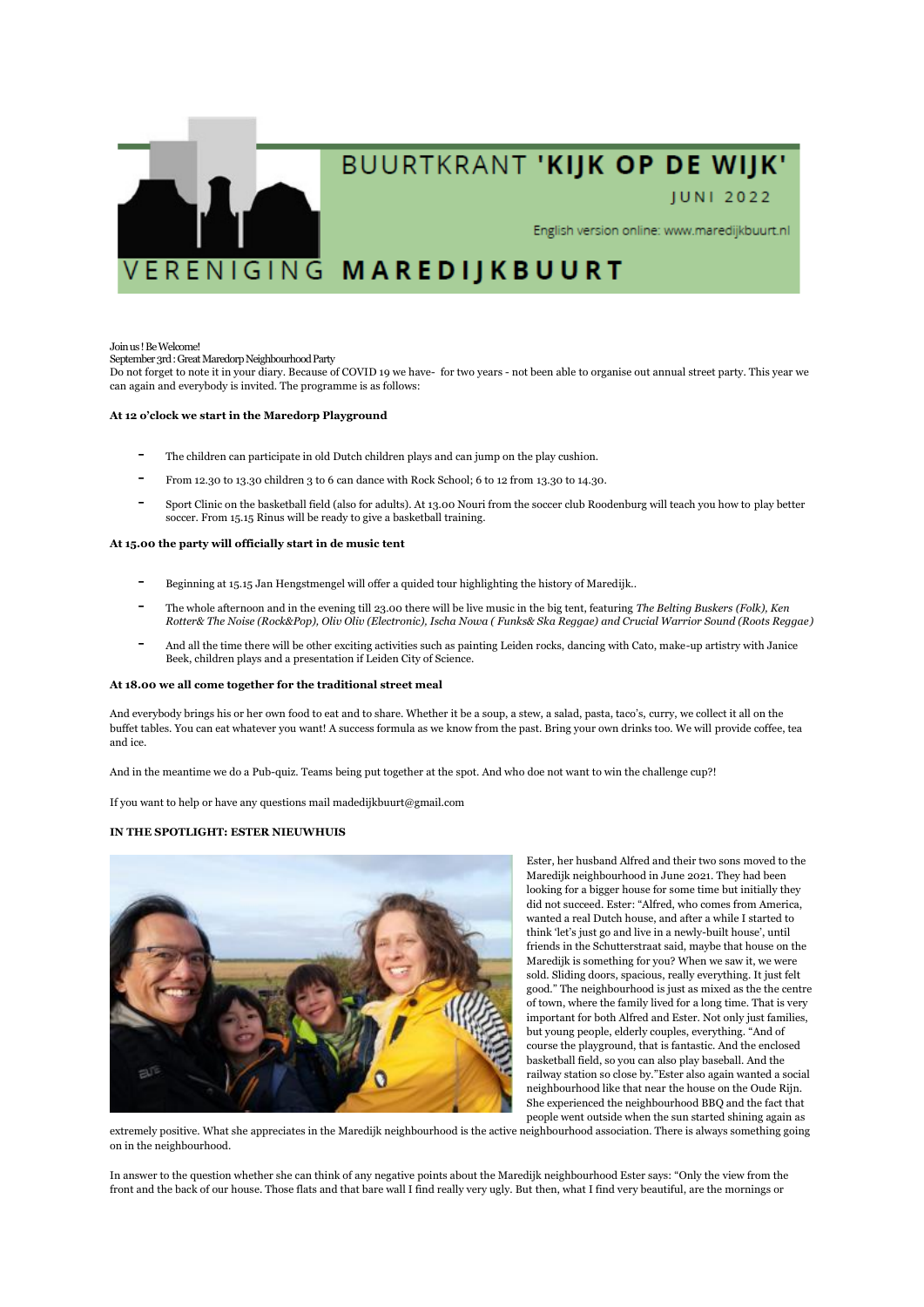# BUURTKRANT 'KIJK OP DE WIJK'

JUNI 2022

English version online: www.maredijkbuurt.nl

VERENIGING **MAREDIJKBUURT**

Join us ! Be Welcome!

September 3rd : Great Maredorp Neighbourhood Party

Do not forget to note it in your diary. Because of COVID 19 we have- for two years - not been able to organise out annual street party. This year we can again and everybody is invited. The programme is as follows:

**At 12 o'clock we start in the Maredorp Playground**

- The children can participate in old Dutch children plays and can jump on the play cushion.
- From 12.30 to 13.30 children 3 to 6 can dance with Rock School; 6 to 12 from 13.30 to 14.30.
- Sport Clinic on the basketball field (also for adults). At 13.00 Nouri from the soccer club Roodenburg will teach you how to play better soccer. From 15.15 Rinus will be ready to give a basketball training.

**At 15.00 the party will officially start in de music tent**

- Beginning at 15.15 Jan Hengstmengel will offer a quided tour highlighting the history of Maredijk..
- The whole afternoon and in the evening till 23.00 there will be live music in the big tent, featuring *The Belting Buskers (Folk), Ken Rotter& The Noise (Rock&Pop), Oliv Oliv (Electronic), Ischa Nowa ( Funks& Ska Reggae) and Crucial Warrior Sound (Roots Reggae)*
- And all the time there will be other exciting activities such as painting Leiden rocks, dancing with Cato, make-up artistry with Janice Beek, children plays and a presentation if Leiden City of Science.

**At 18.00 we all come together for the traditional street meal**

And everybody brings his or her own food to eat and to share. Whether it be a soup, a stew, a salad, pasta, taco's, curry, we collect it all on the buffet tables. You can eat whatever you want! A success formula as we know from the past. Bring your own drinks too. We will provide coffee, tea and ice.

And in the meantime we do a Pub-quiz. Teams being put together at the spot. And who doe not want to win the challenge cup?!

If you want to help or have any questions mail madedijkbuurt@gmail.com

**IN THE SPOTLIGHT: ESTER NIEUWHUIS**

Ester, her husband Alfred and their two sons moved to the Maredijk neighbourhood in June 2021. They had been looking for a bigger house for some time but initially they did not succeed. Ester: "Alfred, who comes from America, wanted a real Dutch house, and after a while I started to think 'let's just go and live in a newly-built house', until friends in the Schutterstraat said, maybe that house on the Maredijk is something for you? When we saw it, we were sold. Sliding doors, spacious, really everything. It just felt good." The neighbourhood is just as mixed as the the centre of town, where the family lived for a long time. That is very important for both Alfred and Ester. Not only just families, but young people, elderly couples, everything. "And of course the playground, that is fantastic. And the enclosed basketball field, so you can also play baseball. And the railway station so close by."Ester also again wanted a social neighbourhood like that near the house on the Oude Rijn. She experienced the neighbourhood BBQ and the fact that people went outside when the sun started shining again as extremely positive. What she appreciates in the Maredijk neighbourhood is the active neighbourhood association. There is always something going on in the neighbourhood.

In answer to the question whether she can think of any negative points about the Maredijk neighbourhood Ester says: "Only the view from the front and the back of our house. Those flats and that bare wall I find really very ugly. But then, what I find very beautiful, are the mornings or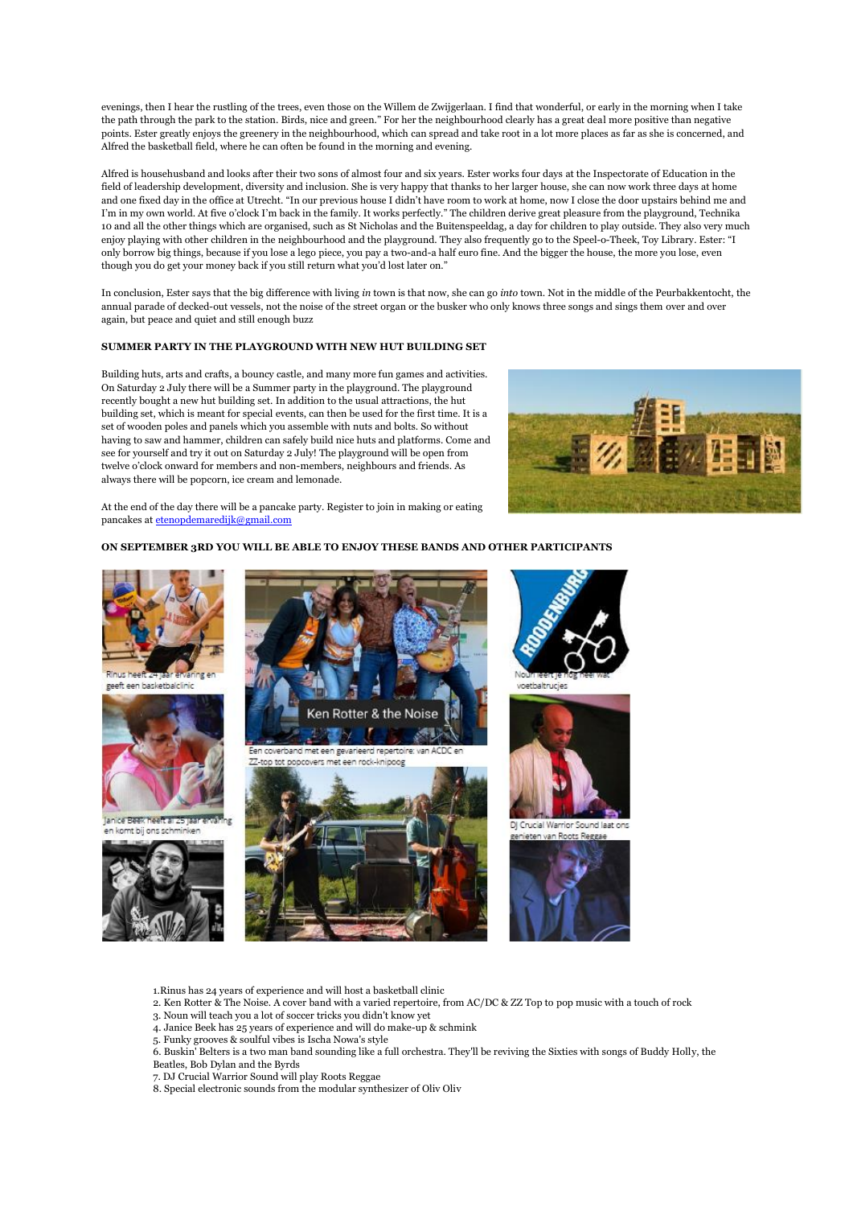evenings, then I hear the rustling of the trees, even those on the Willem de Zwijgerlaan. I find that wonderful, or early in the morning when I take the path through the park to the station. Birds, nice and green." For her the neighbourhood clearly has a great deal more positive than negative points. Ester greatly enjoys the greenery in the neighbourhood, which can spread and take root in a lot more places as far as she is concerned, and Alfred the basketball field, where he can often be found in the morning and evening.

Alfred is househusband and looks after their two sons of almost four and six years. Ester works four days at the Inspectorate of Education in the field of leadership development, diversity and inclusion. She is very happy that thanks to her larger house, she can now work three days at home and one fixed day in the office at Utrecht. "In our previous house I didn't have room to work at home, now I close the door upstairs behind me and I'm in my own world. At five o'clock I'm back in the family. It works perfectly." The children derive great pleasure from the playground, Technika 10 and all the other things which are organised, such as St Nicholas and the Buitenspeeldag, a day for children to play outside. They also very much enjoy playing with other children in the neighbourhood and the playground. They also frequently go to the Speel-o-Theek, Toy Library. Ester: "I only borrow big things, because if you lose a lego piece, you pay a two-and-a half euro fine. And the bigger the house, the more you lose, even though you do get your money back if you still return what you'd lost later on."

In conclusion, Ester says that the big difference with living *in* town is that now, she can go *into* town. Not in the middle of the Peurbakkentocht, the annual parade of decked-out vessels, not the noise of the street organ or the busker who only knows three songs and sings them over and over again, but peace and quiet and still enough buzz

**SUMMER PARTY IN THE PLAYGROUND WITH NEW HUT BUILDING SET**

Building huts, arts and crafts, a bouncy castle, and many more fun games and activities. On Saturday 2 July there will be a Summer party in the playground. The playground recently bought a new hut building set. In addition to the usual attractions, the hut building set, which is meant for special events, can then be used for the first time. It is a set of wooden poles and panels which you assemble with nuts and bolts. So without having to saw and hammer, children can safely build nice huts and platforms. Come and see for yourself and try it out on Saturday 2 July! The playground will be open from twelve o'clock onward for members and non-members, neighbours and friends. As always there will be popcorn, ice cream and lemonade.

At the end of the day there will be a pancake party. Register to join in making or eating pancakes at etenopdemaredijk@gmail.com

**ON SEPTEMBER 3RD YOU WILL BE ABLE TO ENJOY THESE BANDS AND OTHER PARTICIPANTS**

Rinus heeft 24 jaar ervaring en geeft een basketbalclinic

Ken Rotter & the Noise

Een coverband met een gevarieerd repertoire: van ACDC en ZZ-top tot popcovers met een rock-knipoog

Noun leert je nog heel wat voetbaltrucjes

Janice Beek heeft al 25 jaar ervaring en komt bij ons schminken

DJ Crucial Warrior Sound laat ons genieten van Roots Reggae

1. Rinus has 24 years of experience and will host a basketball clinic
2. Ken Rotter & The Noise. A cover band with a varied repertoire, from AC/DC & ZZ Top to pop music with a touch of rock
3. Noun will teach you a lot of soccer tricks you didn't know yet
4. Janice Beek has 25 years of experience and will do make-up & schmink
5. Funky grooves & soulful vibes is Ischa Nowa's style
6. Buskin' Belters is a two man band sounding like a full orchestra. They'll be reviving the Sixties with songs of Buddy Holly, the Beatles, Bob Dylan and the Byrds
7. DJ Crucial Warrior Sound will play Roots Reggae
8. Special electronic sounds from the modular synthesizer of Oliv Oliv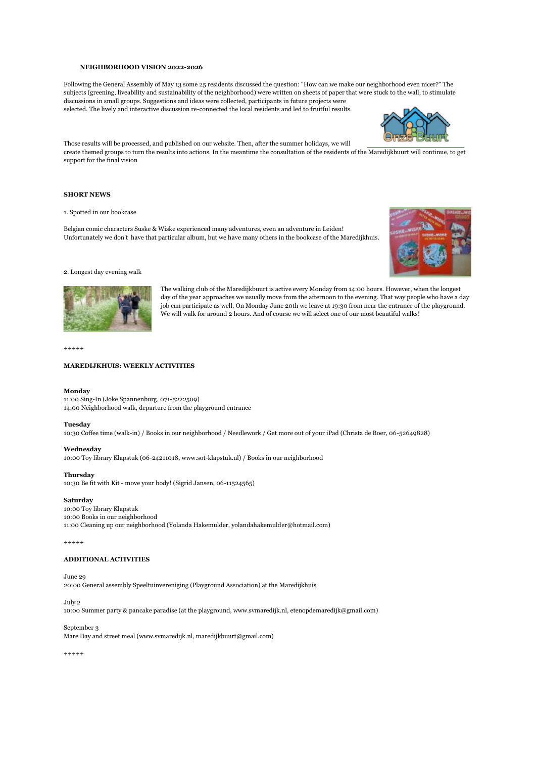## NEIGHBORHOOD VISION 2022-2026

Following the General Assembly of May 13 some 25 residents discussed the question: "How can we make our neighborhood even nicer?" The subjects (greening, liveability and sustainability of the neighborhood) were written on sheets of paper that were stuck to the wall, to stimulate discussions in small groups. Suggestions and ideas were collected, participants in future projects were selected. The lively and interactive discussion re-connected the local residents and led to fruitful results.

Those results will be processed, and published on our website. Then, after the summer holidays, we will create themed groups to turn the results into actions. In the meantime the consultation of the residents of the Maredijkbuurt will continue, to get support for the final vision

## SHORT NEWS

1. Spotted in our bookcase

Belgian comic characters Suske & Wiske experienced many adventures, even an adventure in Leiden!
Unfortunately we don't have that particular album, but we have many others in the bookcase of the Maredijkhuis.

2. Longest day evening walk

The walking club of the Maredijkbuurt is active every Monday from 14:00 hours. However, when the longest day of the year approaches we usually move from the afternoon to the evening. That way people who have a day job can participate as well. On Monday June 20th we leave at 19:30 from near the entrance of the playground. We will walk for around 2 hours. And of course we will select one of our most beautiful walks!

+++++

## MAREDIJKHUIS: WEEKLY ACTIVITIES

**Monday**
11:00 Sing-In (Joke Spannenburg, 071-5222509)
14:00 Neighborhood walk, departure from the playground entrance

**Tuesday**
10:30 Coffee time (walk-in) / Books in our neighborhood / Needlework / Get more out of your iPad (Christa de Boer, 06-52649828)

**Wednesday**
10:00 Toy library Klapstuk (06-24211018, www.sot-klapstuk.nl) / Books in our neighborhood

**Thursday**
10:30 Be fit with Kit - move your body! (Sigrid Jansen, 06-11524565)

**Saturday**
10:00 Toy library Klapstuk
10:00 Books in our neighborhood
11:00 Cleaning up our neighborhood (Yolanda Hakemulder, yolandahakemulder@hotmail.com)

+++++

## ADDITIONAL ACTIVITIES

June 29
20:00 General assembly Speeltuinvereniging (Playground Association) at the Maredijkhuis

July 2
10:00 Summer party & pancake paradise (at the playground, www.svmaredijk.nl, etenopdemaredijk@gmail.com)

September 3
Mare Day and street meal (www.svmaredijk.nl, maredijkbuurt@gmail.com)

+++++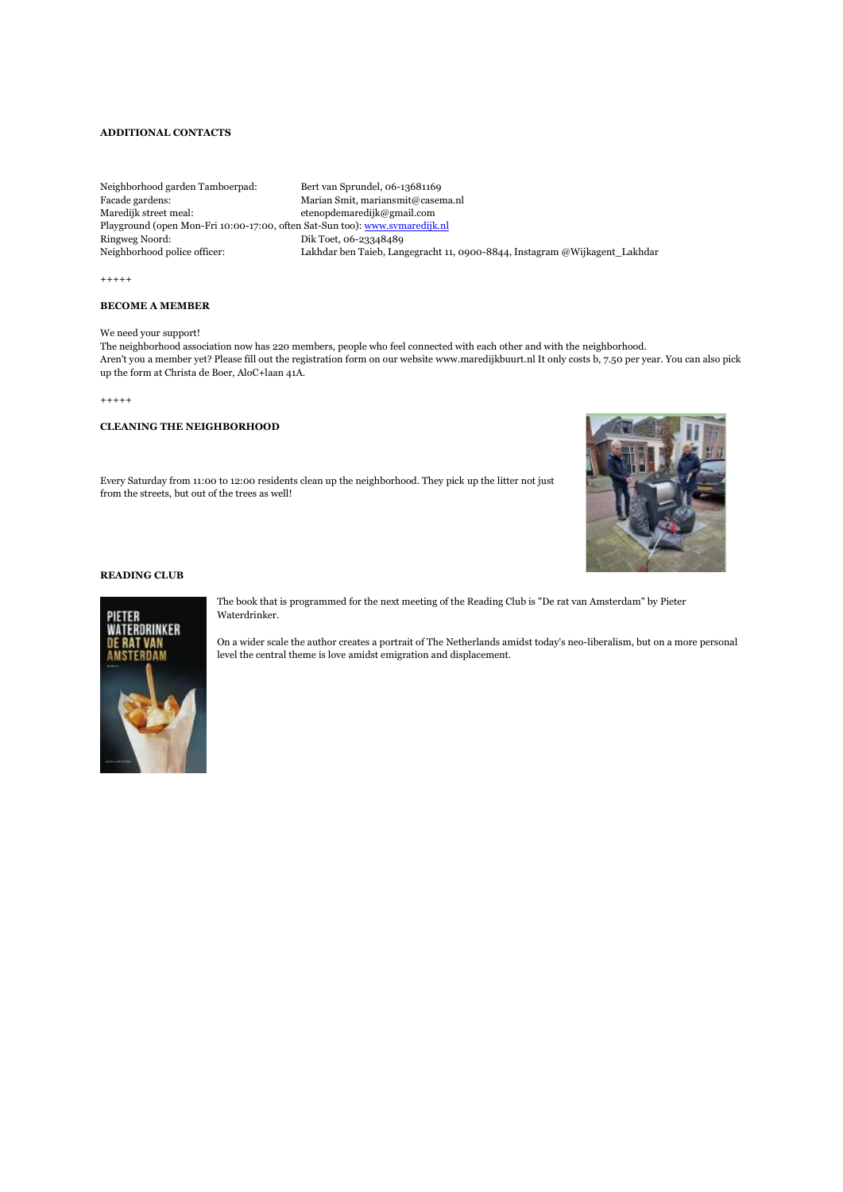**ADDITIONAL CONTACTS**

| | |
|---|---|
| Neighborhood garden Tamboerpad: | Bert van Sprundel, 06-13681169 |
| Facade gardens: | Marian Smit, mariansmit@casema.nl |
| Maredijk street meal: | etenopdemaredijk@gmail.com |
| Playground (open Mon-Fri 10:00-17:00, often Sat-Sun too): | www.svmaredijk.nl |
| Ringweg Noord: | Dik Toet, 06-23348489 |
| Neighborhood police officer: | Lakhdar ben Taieb, Langegracht 11, 0900-8844, Instagram @Wijkagent_Lakhdar |

+++++

**BECOME A MEMBER**

We need your support!
The neighborhood association now has 220 members, people who feel connected with each other and with the neighborhood.
Aren't you a member yet? Please fill out the registration form on our website www.maredijkbuurt.nl It only costs b, 7.50 per year. You can also pick up the form at Christa de Boer, AloC+laan 41A.

+++++

**CLEANING THE NEIGHBORHOOD**

Every Saturday from 11:00 to 12:00 residents clean up the neighborhood. They pick up the litter not just from the streets, but out of the trees as well!

**READING CLUB**

The book that is programmed for the next meeting of the Reading Club is "De rat van Amsterdam" by Pieter Waterdrinker.

On a wider scale the author creates a portrait of The Netherlands amidst today's neo-liberalism, but on a more personal level the central theme is love amidst emigration and displacement.